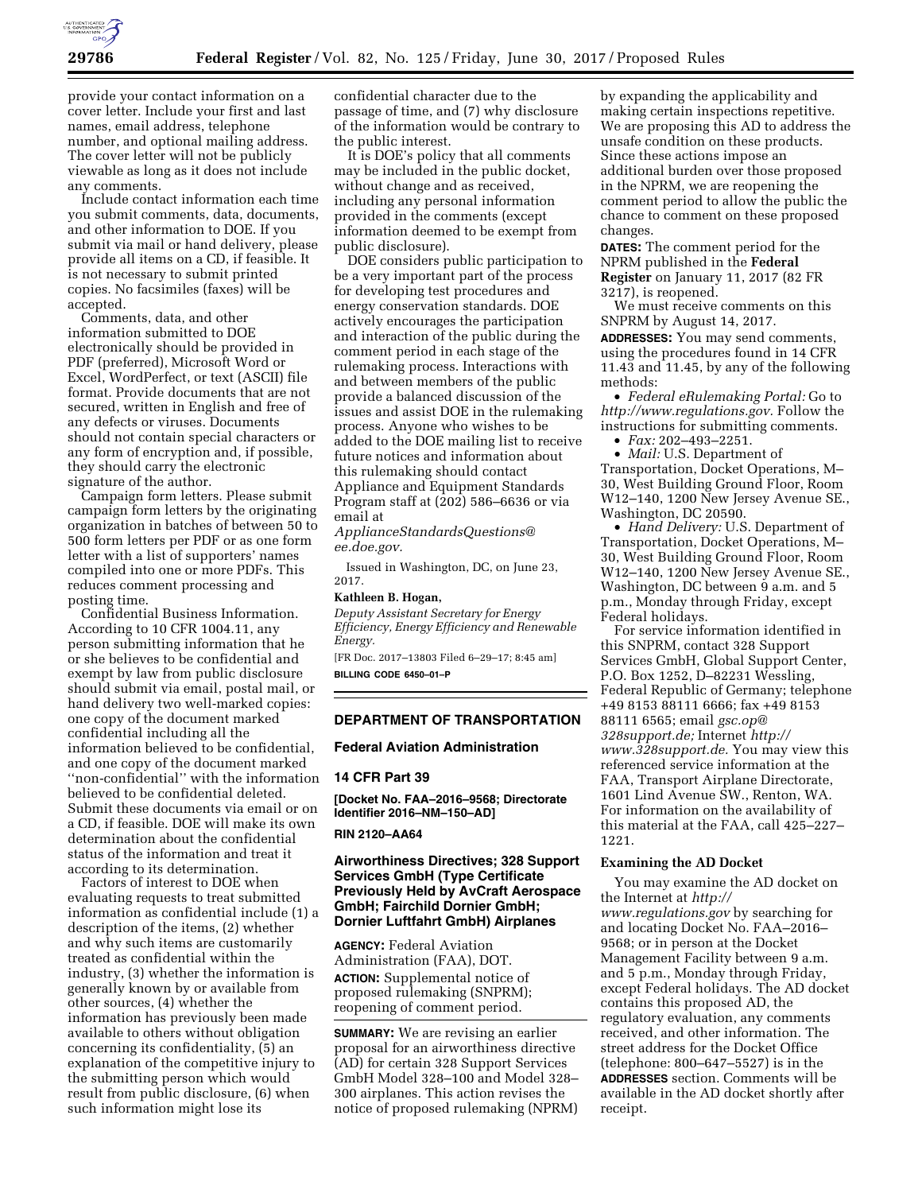provide your contact information on a cover letter. Include your first and last names, email address, telephone number, and optional mailing address. The cover letter will not be publicly viewable as long as it does not include any comments.

Include contact information each time you submit comments, data, documents, and other information to DOE. If you submit via mail or hand delivery, please provide all items on a CD, if feasible. It is not necessary to submit printed copies. No facsimiles (faxes) will be accepted.

Comments, data, and other information submitted to DOE electronically should be provided in PDF (preferred), Microsoft Word or Excel, WordPerfect, or text (ASCII) file format. Provide documents that are not secured, written in English and free of any defects or viruses. Documents should not contain special characters or any form of encryption and, if possible, they should carry the electronic signature of the author.

Campaign form letters. Please submit campaign form letters by the originating organization in batches of between 50 to 500 form letters per PDF or as one form letter with a list of supporters' names compiled into one or more PDFs. This reduces comment processing and posting time.

Confidential Business Information. According to 10 CFR 1004.11, any person submitting information that he or she believes to be confidential and exempt by law from public disclosure should submit via email, postal mail, or hand delivery two well-marked copies: one copy of the document marked confidential including all the information believed to be confidential, and one copy of the document marked "non-confidential" with the information believed to be confidential deleted. Submit these documents via email or on a CD, if feasible. DOE will make its own determination about the confidential status of the information and treat it according to its determination.

Factors of interest to DOE when evaluating requests to treat submitted information as confidential include (1) a description of the items, (2) whether and why such items are customarily treated as confidential within the industry, (3) whether the information is generally known by or available from other sources, (4) whether the information has previously been made available to others without obligation concerning its confidentiality, (5) an explanation of the competitive injury to the submitting person which would result from public disclosure, (6) when such information might lose its confidential character due to the passage of time, and (7) why disclosure of the information would be contrary to the public interest.

It is DOE's policy that all comments may be included in the public docket, without change and as received, including any personal information provided in the comments (except information deemed to be exempt from public disclosure).

DOE considers public participation to be a very important part of the process for developing test procedures and energy conservation standards. DOE actively encourages the participation and interaction of the public during the comment period in each stage of the rulemaking process. Interactions with and between members of the public provide a balanced discussion of the issues and assist DOE in the rulemaking process. Anyone who wishes to be added to the DOE mailing list to receive future notices and information about this rulemaking should contact Appliance and Equipment Standards Program staff at (202) 586–6636 or via email at *ApplianceStandardsQuestions@ee.doe.gov.*

Issued in Washington, DC, on June 23, 2017.

**Kathleen B. Hogan,**

*Deputy Assistant Secretary for Energy Efficiency, Energy Efficiency and Renewable Energy.*

[FR Doc. 2017–13803 Filed 6–29–17; 8:45 am]

**BILLING CODE 6450–01–P**

## DEPARTMENT OF TRANSPORTATION

### Federal Aviation Administration

### 14 CFR Part 39

**[Docket No. FAA–2016–9568; Directorate Identifier 2016–NM–150–AD]**

**RIN 2120–AA64**

### Airworthiness Directives; 328 Support Services GmbH (Type Certificate Previously Held by AvCraft Aerospace GmbH; Fairchild Dornier GmbH; Dornier Luftfahrt GmbH) Airplanes

**AGENCY:** Federal Aviation Administration (FAA), DOT.

**ACTION:** Supplemental notice of proposed rulemaking (SNPRM); reopening of comment period.

**SUMMARY:** We are revising an earlier proposal for an airworthiness directive (AD) for certain 328 Support Services GmbH Model 328–100 and Model 328–300 airplanes. This action revises the notice of proposed rulemaking (NPRM) by expanding the applicability and making certain inspections repetitive. We are proposing this AD to address the unsafe condition on these products. Since these actions impose an additional burden over those proposed in the NPRM, we are reopening the comment period to allow the public the chance to comment on these proposed changes.

**DATES:** The comment period for the NPRM published in the **Federal Register** on January 11, 2017 (82 FR 3217), is reopened.

We must receive comments on this SNPRM by August 14, 2017.

**ADDRESSES:** You may send comments, using the procedures found in 14 CFR 11.43 and 11.45, by any of the following methods:

- *Federal eRulemaking Portal:* Go to *http://www.regulations.gov.* Follow the instructions for submitting comments.
- *Fax:* 202–493–2251.
- *Mail:* U.S. Department of Transportation, Docket Operations, M–30, West Building Ground Floor, Room W12–140, 1200 New Jersey Avenue SE., Washington, DC 20590.
- *Hand Delivery:* U.S. Department of Transportation, Docket Operations, M–30, West Building Ground Floor, Room W12–140, 1200 New Jersey Avenue SE., Washington, DC between 9 a.m. and 5 p.m., Monday through Friday, except Federal holidays.

For service information identified in this SNPRM, contact 328 Support Services GmbH, Global Support Center, P.O. Box 1252, D–82231 Wessling, Federal Republic of Germany; telephone +49 8153 88111 6666; fax +49 8153 88111 6565; email *gsc.op@328support.de;* Internet *http://www.328support.de.* You may view this referenced service information at the FAA, Transport Airplane Directorate, 1601 Lind Avenue SW., Renton, WA. For information on the availability of this material at the FAA, call 425–227–1221.

### Examining the AD Docket

You may examine the AD docket on the Internet at *http://www.regulations.gov* by searching for and locating Docket No. FAA–2016–9568; or in person at the Docket Management Facility between 9 a.m. and 5 p.m., Monday through Friday, except Federal holidays. The AD docket contains this proposed AD, the regulatory evaluation, any comments received, and other information. The street address for the Docket Office (telephone: 800–647–5527) is in the **ADDRESSES** section. Comments will be available in the AD docket shortly after receipt.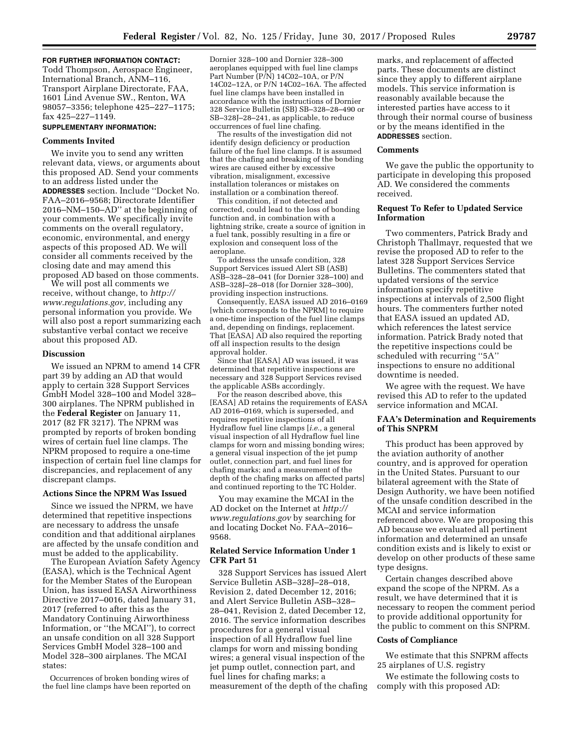**FOR FURTHER INFORMATION CONTACT:** Todd Thompson, Aerospace Engineer, International Branch, ANM–116, Transport Airplane Directorate, FAA, 1601 Lind Avenue SW., Renton, WA 98057–3356; telephone 425–227–1175; fax 425–227–1149.

**SUPPLEMENTARY INFORMATION:**

### Comments Invited

We invite you to send any written relevant data, views, or arguments about this proposed AD. Send your comments to an address listed under the **ADDRESSES** section. Include ''Docket No. FAA–2016–9568; Directorate Identifier 2016–NM–150–AD'' at the beginning of your comments. We specifically invite comments on the overall regulatory, economic, environmental, and energy aspects of this proposed AD. We will consider all comments received by the closing date and may amend this proposed AD based on those comments.

We will post all comments we receive, without change, to *http://www.regulations.gov,* including any personal information you provide. We will also post a report summarizing each substantive verbal contact we receive about this proposed AD.

### Discussion

We issued an NPRM to amend 14 CFR part 39 by adding an AD that would apply to certain 328 Support Services GmbH Model 328–100 and Model 328–300 airplanes. The NPRM published in the **Federal Register** on January 11, 2017 (82 FR 3217). The NPRM was prompted by reports of broken bonding wires of certain fuel line clamps. The NPRM proposed to require a one-time inspection of certain fuel line clamps for discrepancies, and replacement of any discrepant clamps.

### Actions Since the NPRM Was Issued

Since we issued the NPRM, we have determined that repetitive inspections are necessary to address the unsafe condition and that additional airplanes are affected by the unsafe condition and must be added to the applicability.

The European Aviation Safety Agency (EASA), which is the Technical Agent for the Member States of the European Union, has issued EASA Airworthiness Directive 2017–0016, dated January 31, 2017 (referred to after this as the Mandatory Continuing Airworthiness Information, or ''the MCAI''), to correct an unsafe condition on all 328 Support Services GmbH Model 328–100 and Model 328–300 airplanes. The MCAI states:

Occurrences of broken bonding wires of the fuel line clamps have been reported on Dornier 328–100 and Dornier 328–300 aeroplanes equipped with fuel line clamps Part Number (P/N) 14C02–10A, or P/N 14C02–12A, or P/N 14C02–16A. The affected fuel line clamps have been installed in accordance with the instructions of Dornier 328 Service Bulletin (SB) SB–328–28–490 or SB–328J–28–241, as applicable, to reduce occurrences of fuel line chafing.

The results of the investigation did not identify design deficiency or production failure of the fuel line clamps. It is assumed that the chafing and breaking of the bonding wires are caused either by excessive vibration, misalignment, excessive installation tolerances or mistakes on installation or a combination thereof.

This condition, if not detected and corrected, could lead to the loss of bonding function and, in combination with a lightning strike, create a source of ignition in a fuel tank, possibly resulting in a fire or explosion and consequent loss of the aeroplane.

To address the unsafe condition, 328 Support Services issued Alert SB (ASB) ASB–328–28–041 (for Dornier 328–100) and ASB–328J–28–018 (for Dornier 328–300), providing inspection instructions.

Consequently, EASA issued AD 2016–0169 [which corresponds to the NPRM] to require a one-time inspection of the fuel line clamps and, depending on findings, replacement. That [EASA] AD also required the reporting off all inspection results to the design approval holder.

Since that [EASA] AD was issued, it was determined that repetitive inspections are necessary and 328 Support Services revised the applicable ASBs accordingly.

For the reason described above, this [EASA] AD retains the requirements of EASA AD 2016–0169, which is superseded, and requires repetitive inspections of all Hydraflow fuel line clamps [*i.e.,* a general visual inspection of all Hydraflow fuel line clamps for worn and missing bonding wires; a general visual inspection of the jet pump outlet, connection part, and fuel lines for chafing marks; and a measurement of the depth of the chafing marks on affected parts] and continued reporting to the TC Holder.

You may examine the MCAI in the AD docket on the Internet at *http://www.regulations.gov* by searching for and locating Docket No. FAA–2016–9568.

### Related Service Information Under 1 CFR Part 51

328 Support Services has issued Alert Service Bulletin ASB–328J–28–018, Revision 2, dated December 12, 2016; and Alert Service Bulletin ASB–328–28–041, Revision 2, dated December 12, 2016. The service information describes procedures for a general visual inspection of all Hydraflow fuel line clamps for worn and missing bonding wires; a general visual inspection of the jet pump outlet, connection part, and fuel lines for chafing marks; a measurement of the depth of the chafing marks, and replacement of affected parts. These documents are distinct since they apply to different airplane models. This service information is reasonably available because the interested parties have access to it through their normal course of business or by the means identified in the **ADDRESSES** section.

### Comments

We gave the public the opportunity to participate in developing this proposed AD. We considered the comments received.

### Request To Refer to Updated Service Information

Two commenters, Patrick Brady and Christoph Thallmayr, requested that we revise the proposed AD to refer to the latest 328 Support Services Service Bulletins. The commenters stated that updated versions of the service information specify repetitive inspections at intervals of 2,500 flight hours. The commenters further noted that EASA issued an updated AD, which references the latest service information. Patrick Brady noted that the repetitive inspections could be scheduled with recurring ''5A'' inspections to ensure no additional downtime is needed.

We agree with the request. We have revised this AD to refer to the updated service information and MCAI.

### FAA's Determination and Requirements of This SNPRM

This product has been approved by the aviation authority of another country, and is approved for operation in the United States. Pursuant to our bilateral agreement with the State of Design Authority, we have been notified of the unsafe condition described in the MCAI and service information referenced above. We are proposing this AD because we evaluated all pertinent information and determined an unsafe condition exists and is likely to exist or develop on other products of these same type designs.

Certain changes described above expand the scope of the NPRM. As a result, we have determined that it is necessary to reopen the comment period to provide additional opportunity for the public to comment on this SNPRM.

### Costs of Compliance

We estimate that this SNPRM affects 25 airplanes of U.S. registry

We estimate the following costs to comply with this proposed AD: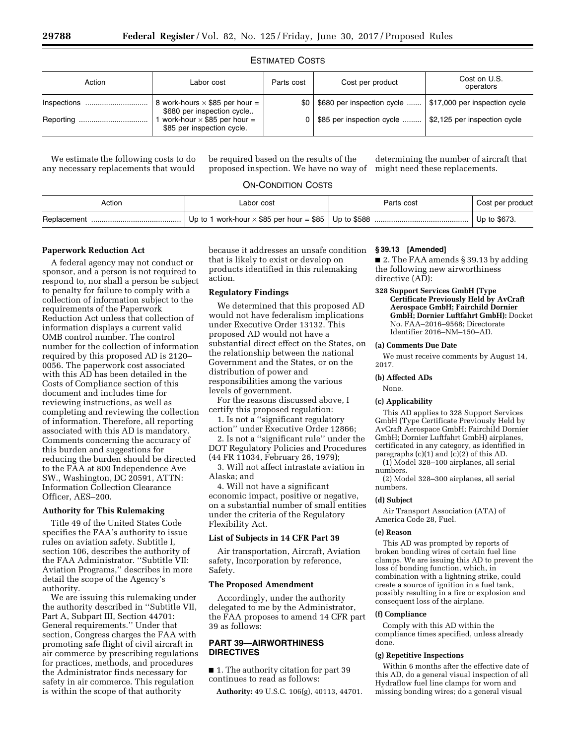ESTIMATED COSTS

| Action | Labor cost | Parts cost | Cost per product | Cost on U.S. operators |
| --- | --- | --- | --- | --- |
| Inspections | 8 work-hours × $85 per hour = $680 per inspection cycle.. | $0 | $680 per inspection cycle | $17,000 per inspection cycle |
| Reporting | 1 work-hour × $85 per hour = $85 per inspection cycle. | 0 | $85 per inspection cycle | $2,125 per inspection cycle |

We estimate the following costs to do any necessary replacements that would be required based on the results of the proposed inspection. We have no way of determining the number of aircraft that might need these replacements.

ON-CONDITION COSTS

| Action | Labor cost | Parts cost | Cost per product |
| --- | --- | --- | --- |
| Replacement | Up to 1 work-hour × $85 per hour = $85 | Up to $588 | Up to $673. |

**Paperwork Reduction Act**

A federal agency may not conduct or sponsor, and a person is not required to respond to, nor shall a person be subject to penalty for failure to comply with a collection of information subject to the requirements of the Paperwork Reduction Act unless that collection of information displays a current valid OMB control number. The control number for the collection of information required by this proposed AD is 2120–0056. The paperwork cost associated with this AD has been detailed in the Costs of Compliance section of this document and includes time for reviewing instructions, as well as completing and reviewing the collection of information. Therefore, all reporting associated with this AD is mandatory. Comments concerning the accuracy of this burden and suggestions for reducing the burden should be directed to the FAA at 800 Independence Ave SW., Washington, DC 20591, ATTN: Information Collection Clearance Officer, AES–200.

**Authority for This Rulemaking**

Title 49 of the United States Code specifies the FAA's authority to issue rules on aviation safety. Subtitle I, section 106, describes the authority of the FAA Administrator. "Subtitle VII: Aviation Programs," describes in more detail the scope of the Agency's authority.

We are issuing this rulemaking under the authority described in "Subtitle VII, Part A, Subpart III, Section 44701: General requirements." Under that section, Congress charges the FAA with promoting safe flight of civil aircraft in air commerce by prescribing regulations for practices, methods, and procedures the Administrator finds necessary for safety in air commerce. This regulation is within the scope of that authority because it addresses an unsafe condition that is likely to exist or develop on products identified in this rulemaking action.

**Regulatory Findings**

We determined that this proposed AD would not have federalism implications under Executive Order 13132. This proposed AD would not have a substantial direct effect on the States, on the relationship between the national Government and the States, or on the distribution of power and responsibilities among the various levels of government.

For the reasons discussed above, I certify this proposed regulation:

1. Is not a "significant regulatory action" under Executive Order 12866;

2. Is not a "significant rule" under the DOT Regulatory Policies and Procedures (44 FR 11034, February 26, 1979);

3. Will not affect intrastate aviation in Alaska; and

4. Will not have a significant economic impact, positive or negative, on a substantial number of small entities under the criteria of the Regulatory Flexibility Act.

**List of Subjects in 14 CFR Part 39**

Air transportation, Aircraft, Aviation safety, Incorporation by reference, Safety.

**The Proposed Amendment**

Accordingly, under the authority delegated to me by the Administrator, the FAA proposes to amend 14 CFR part 39 as follows:

## PART 39—AIRWORTHINESS DIRECTIVES

■ 1. The authority citation for part 39 continues to read as follows:

**Authority:** 49 U.S.C. 106(g), 40113, 44701.

**§ 39.13 [Amended]**

■ 2. The FAA amends § 39.13 by adding the following new airworthiness directive (AD):

**328 Support Services GmbH (Type Certificate Previously Held by AvCraft Aerospace GmbH; Fairchild Dornier GmbH; Dornier Luftfahrt GmbH):** Docket No. FAA–2016–9568; Directorate Identifier 2016–NM–150–AD.

**(a) Comments Due Date**

We must receive comments by August 14, 2017.

**(b) Affected ADs**

None.

**(c) Applicability**

This AD applies to 328 Support Services GmbH (Type Certificate Previously Held by AvCraft Aerospace GmbH; Fairchild Dornier GmbH; Dornier Luftfahrt GmbH) airplanes, certificated in any category, as identified in paragraphs (c)(1) and (c)(2) of this AD.

(1) Model 328–100 airplanes, all serial numbers.

(2) Model 328–300 airplanes, all serial numbers.

**(d) Subject**

Air Transport Association (ATA) of America Code 28, Fuel.

**(e) Reason**

This AD was prompted by reports of broken bonding wires of certain fuel line clamps. We are issuing this AD to prevent the loss of bonding function, which, in combination with a lightning strike, could create a source of ignition in a fuel tank, possibly resulting in a fire or explosion and consequent loss of the airplane.

**(f) Compliance**

Comply with this AD within the compliance times specified, unless already done.

**(g) Repetitive Inspections**

Within 6 months after the effective date of this AD, do a general visual inspection of all Hydraflow fuel line clamps for worn and missing bonding wires; do a general visual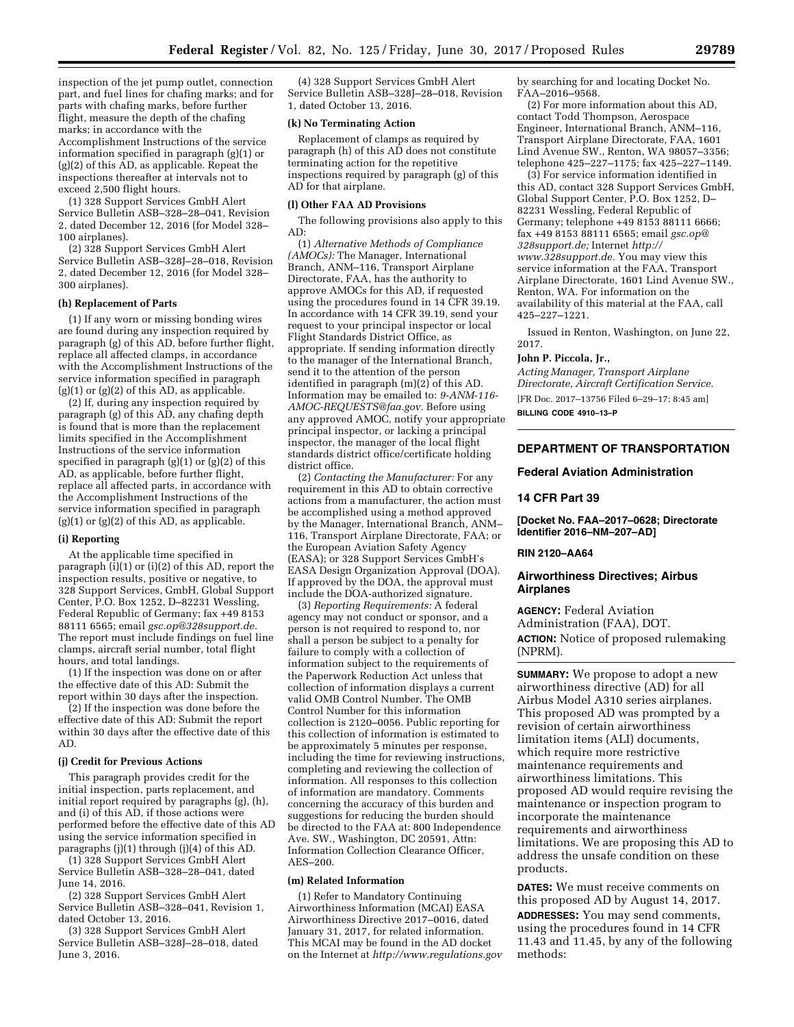inspection of the jet pump outlet, connection part, and fuel lines for chafing marks; and for parts with chafing marks, before further flight, measure the depth of the chafing marks; in accordance with the Accomplishment Instructions of the service information specified in paragraph (g)(1) or (g)(2) of this AD, as applicable. Repeat the inspections thereafter at intervals not to exceed 2,500 flight hours.

(1) 328 Support Services GmbH Alert Service Bulletin ASB–328–28–041, Revision 2, dated December 12, 2016 (for Model 328–100 airplanes).

(2) 328 Support Services GmbH Alert Service Bulletin ASB–328J–28–018, Revision 2, dated December 12, 2016 (for Model 328–300 airplanes).

**(h) Replacement of Parts**

(1) If any worn or missing bonding wires are found during any inspection required by paragraph (g) of this AD, before further flight, replace all affected clamps, in accordance with the Accomplishment Instructions of the service information specified in paragraph (g)(1) or (g)(2) of this AD, as applicable.

(2) If, during any inspection required by paragraph (g) of this AD, any chafing depth is found that is more than the replacement limits specified in the Accomplishment Instructions of the service information specified in paragraph (g)(1) or (g)(2) of this AD, as applicable, before further flight, replace all affected parts, in accordance with the Accomplishment Instructions of the service information specified in paragraph (g)(1) or (g)(2) of this AD, as applicable.

**(i) Reporting**

At the applicable time specified in paragraph (i)(1) or (i)(2) of this AD, report the inspection results, positive or negative, to 328 Support Services, GmbH, Global Support Center, P.O. Box 1252, D–82231 Wessling, Federal Republic of Germany; fax +49 8153 88111 6565; email *gsc.op@328support.de.* The report must include findings on fuel line clamps, aircraft serial number, total flight hours, and total landings.

(1) If the inspection was done on or after the effective date of this AD: Submit the report within 30 days after the inspection.

(2) If the inspection was done before the effective date of this AD: Submit the report within 30 days after the effective date of this AD.

**(j) Credit for Previous Actions**

This paragraph provides credit for the initial inspection, parts replacement, and initial report required by paragraphs (g), (h), and (i) of this AD, if those actions were performed before the effective date of this AD using the service information specified in paragraphs (j)(1) through (j)(4) of this AD.

(1) 328 Support Services GmbH Alert Service Bulletin ASB–328–28–041, dated June 14, 2016.

(2) 328 Support Services GmbH Alert Service Bulletin ASB–328–041, Revision 1, dated October 13, 2016.

(3) 328 Support Services GmbH Alert Service Bulletin ASB–328J–28–018, dated June 3, 2016.

(4) 328 Support Services GmbH Alert Service Bulletin ASB–328J–28–018, Revision 1, dated October 13, 2016.

**(k) No Terminating Action**

Replacement of clamps as required by paragraph (h) of this AD does not constitute terminating action for the repetitive inspections required by paragraph (g) of this AD for that airplane.

**(l) Other FAA AD Provisions**

The following provisions also apply to this AD:

(1) *Alternative Methods of Compliance (AMOCs):* The Manager, International Branch, ANM–116, Transport Airplane Directorate, FAA, has the authority to approve AMOCs for this AD, if requested using the procedures found in 14 CFR 39.19. In accordance with 14 CFR 39.19, send your request to your principal inspector or local Flight Standards District Office, as appropriate. If sending information directly to the manager of the International Branch, send it to the attention of the person identified in paragraph (m)(2) of this AD. Information may be emailed to: *9-ANM-116-AMOC-REQUESTS@faa.gov.* Before using any approved AMOC, notify your appropriate principal inspector, or lacking a principal inspector, the manager of the local flight standards district office/certificate holding district office.

(2) *Contacting the Manufacturer:* For any requirement in this AD to obtain corrective actions from a manufacturer, the action must be accomplished using a method approved by the Manager, International Branch, ANM–116, Transport Airplane Directorate, FAA; or the European Aviation Safety Agency (EASA); or 328 Support Services GmbH's EASA Design Organization Approval (DOA). If approved by the DOA, the approval must include the DOA-authorized signature.

(3) *Reporting Requirements:* A federal agency may not conduct or sponsor, and a person is not required to respond to, nor shall a person be subject to a penalty for failure to comply with a collection of information subject to the requirements of the Paperwork Reduction Act unless that collection of information displays a current valid OMB Control Number. The OMB Control Number for this information collection is 2120–0056. Public reporting for this collection of information is estimated to be approximately 5 minutes per response, including the time for reviewing instructions, completing and reviewing the collection of information. All responses to this collection of information are mandatory. Comments concerning the accuracy of this burden and suggestions for reducing the burden should be directed to the FAA at: 800 Independence Ave. SW., Washington, DC 20591, Attn: Information Collection Clearance Officer, AES–200.

**(m) Related Information**

(1) Refer to Mandatory Continuing Airworthiness Information (MCAI) EASA Airworthiness Directive 2017–0016, dated January 31, 2017, for related information. This MCAI may be found in the AD docket on the Internet at *http://www.regulations.gov* by searching for and locating Docket No. FAA–2016–9568.

(2) For more information about this AD, contact Todd Thompson, Aerospace Engineer, International Branch, ANM–116, Transport Airplane Directorate, FAA, 1601 Lind Avenue SW., Renton, WA 98057–3356; telephone 425–227–1175; fax 425–227–1149.

(3) For service information identified in this AD, contact 328 Support Services GmbH, Global Support Center, P.O. Box 1252, D–82231 Wessling, Federal Republic of Germany; telephone +49 8153 88111 6666; fax +49 8153 88111 6565; email *gsc.op@328support.de;* Internet *http://www.328support.de.* You may view this service information at the FAA, Transport Airplane Directorate, 1601 Lind Avenue SW., Renton, WA. For information on the availability of this material at the FAA, call 425–227–1221.

Issued in Renton, Washington, on June 22, 2017.

**John P. Piccola, Jr.,**

*Acting Manager, Transport Airplane Directorate, Aircraft Certification Service.*

[FR Doc. 2017–13756 Filed 6–29–17; 8:45 am]

**BILLING CODE 4910–13–P**

---

## DEPARTMENT OF TRANSPORTATION

### Federal Aviation Administration

### 14 CFR Part 39

**[Docket No. FAA–2017–0628; Directorate Identifier 2016–NM–207–AD]**

**RIN 2120–AA64**

### Airworthiness Directives; Airbus Airplanes

**AGENCY:** Federal Aviation Administration (FAA), DOT.

**ACTION:** Notice of proposed rulemaking (NPRM).

**SUMMARY:** We propose to adopt a new airworthiness directive (AD) for all Airbus Model A310 series airplanes. This proposed AD was prompted by a revision of certain airworthiness limitation items (ALI) documents, which require more restrictive maintenance requirements and airworthiness limitations. This proposed AD would require revising the maintenance or inspection program to incorporate the maintenance requirements and airworthiness limitations. We are proposing this AD to address the unsafe condition on these products.

**DATES:** We must receive comments on this proposed AD by August 14, 2017.

**ADDRESSES:** You may send comments, using the procedures found in 14 CFR 11.43 and 11.45, by any of the following methods: